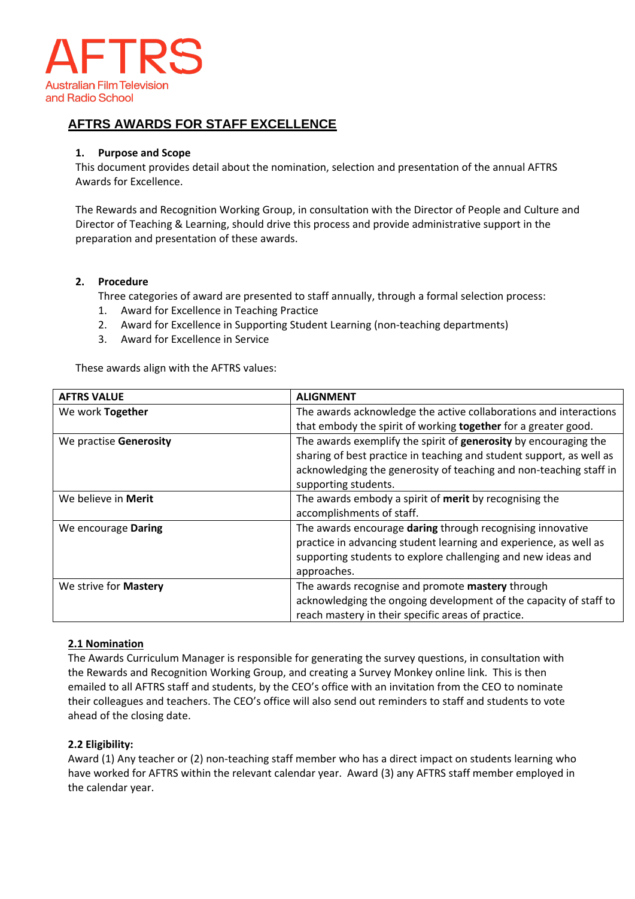AFTRS

Australian Film Television and Radio School

# AFTRS AWARDS FOR STAFF EXCELLENCE

## 1. Purpose and Scope

This document provides detail about the nomination, selection and presentation of the annual AFTRS Awards for Excellence.

The Rewards and Recognition Working Group, in consultation with the Director of People and Culture and Director of Teaching & Learning, should drive this process and provide administrative support in the preparation and presentation of these awards.

## 2. Procedure

Three categories of award are presented to staff annually, through a formal selection process:

1. Award for Excellence in Teaching Practice
2. Award for Excellence in Supporting Student Learning (non-teaching departments)
3. Award for Excellence in Service

These awards align with the AFTRS values:

| AFTRS VALUE | ALIGNMENT |
|---|---|
| We work **Together** | The awards acknowledge the active collaborations and interactions that embody the spirit of working **together** for a greater good. |
| We practise **Generosity** | The awards exemplify the spirit of **generosity** by encouraging the sharing of best practice in teaching and student support, as well as acknowledging the generosity of teaching and non-teaching staff in supporting students. |
| We believe in **Merit** | The awards embody a spirit of **merit** by recognising the accomplishments of staff. |
| We encourage **Daring** | The awards encourage **daring** through recognising innovative practice in advancing student learning and experience, as well as supporting students to explore challenging and new ideas and approaches. |
| We strive for **Mastery** | The awards recognise and promote **mastery** through acknowledging the ongoing development of the capacity of staff to reach mastery in their specific areas of practice. |

### 2.1 Nomination

The Awards Curriculum Manager is responsible for generating the survey questions, in consultation with the Rewards and Recognition Working Group, and creating a Survey Monkey online link. This is then emailed to all AFTRS staff and students, by the CEO's office with an invitation from the CEO to nominate their colleagues and teachers. The CEO's office will also send out reminders to staff and students to vote ahead of the closing date.

### 2.2 Eligibility:

Award (1) Any teacher or (2) non-teaching staff member who has a direct impact on students learning who have worked for AFTRS within the relevant calendar year. Award (3) any AFTRS staff member employed in the calendar year.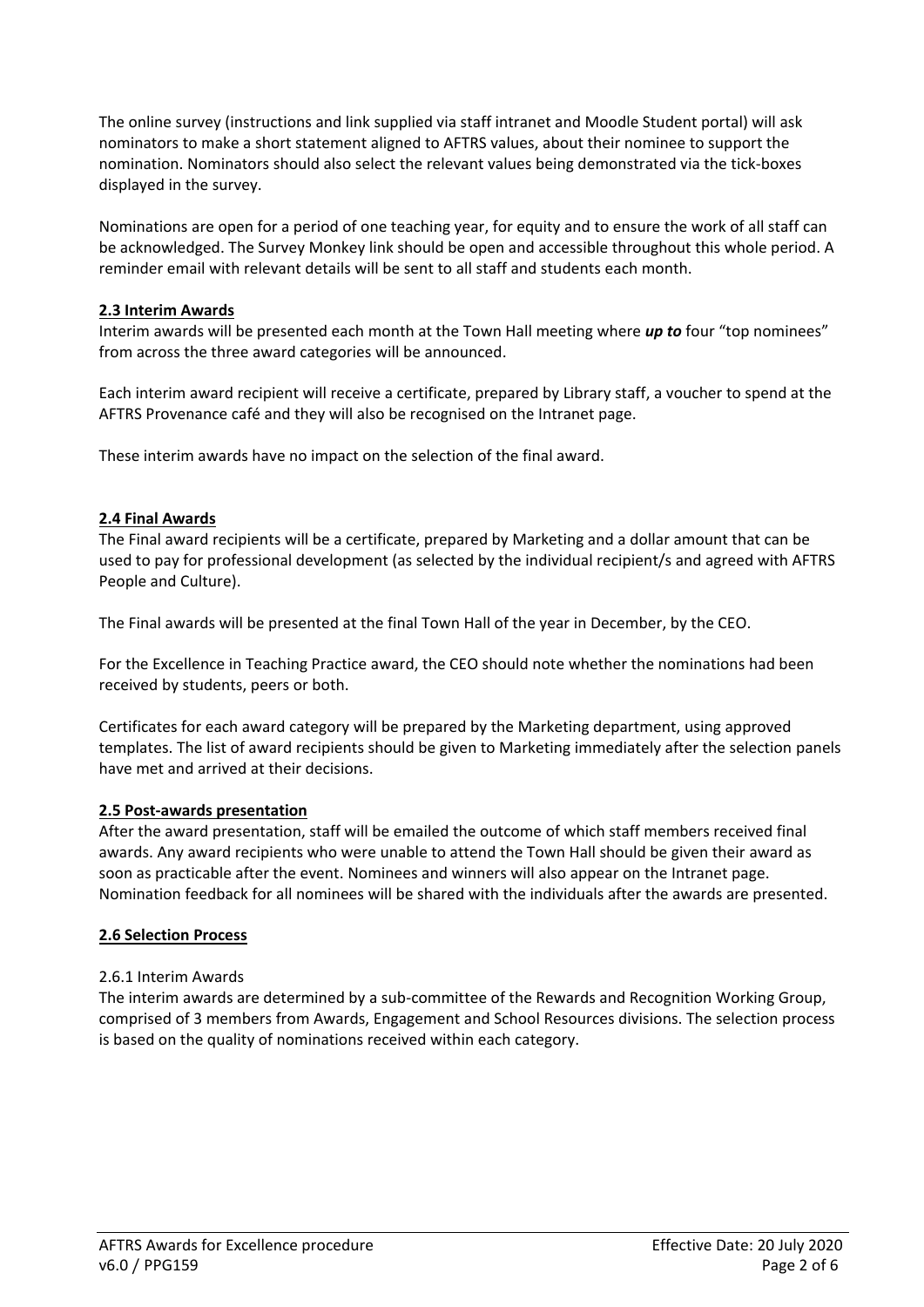The online survey (instructions and link supplied via staff intranet and Moodle Student portal) will ask nominators to make a short statement aligned to AFTRS values, about their nominee to support the nomination. Nominators should also select the relevant values being demonstrated via the tick-boxes displayed in the survey.

Nominations are open for a period of one teaching year, for equity and to ensure the work of all staff can be acknowledged. The Survey Monkey link should be open and accessible throughout this whole period. A reminder email with relevant details will be sent to all staff and students each month.

### 2.3 Interim Awards

Interim awards will be presented each month at the Town Hall meeting where ***up to*** four "top nominees" from across the three award categories will be announced.

Each interim award recipient will receive a certificate, prepared by Library staff, a voucher to spend at the AFTRS Provenance café and they will also be recognised on the Intranet page.

These interim awards have no impact on the selection of the final award.

### 2.4 Final Awards

The Final award recipients will be a certificate, prepared by Marketing and a dollar amount that can be used to pay for professional development (as selected by the individual recipient/s and agreed with AFTRS People and Culture).

The Final awards will be presented at the final Town Hall of the year in December, by the CEO.

For the Excellence in Teaching Practice award, the CEO should note whether the nominations had been received by students, peers or both.

Certificates for each award category will be prepared by the Marketing department, using approved templates. The list of award recipients should be given to Marketing immediately after the selection panels have met and arrived at their decisions.

### 2.5 Post-awards presentation

After the award presentation, staff will be emailed the outcome of which staff members received final awards. Any award recipients who were unable to attend the Town Hall should be given their award as soon as practicable after the event. Nominees and winners will also appear on the Intranet page. Nomination feedback for all nominees will be shared with the individuals after the awards are presented.

### 2.6 Selection Process

2.6.1 Interim Awards

The interim awards are determined by a sub-committee of the Rewards and Recognition Working Group, comprised of 3 members from Awards, Engagement and School Resources divisions. The selection process is based on the quality of nominations received within each category.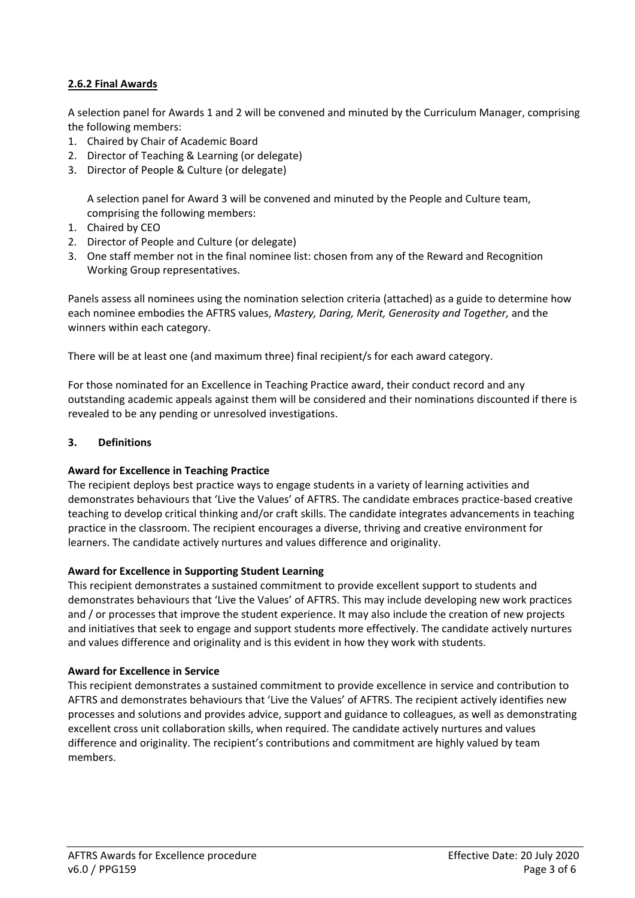**2.6.2 Final Awards**

A selection panel for Awards 1 and 2 will be convened and minuted by the Curriculum Manager, comprising the following members:

1. Chaired by Chair of Academic Board
2. Director of Teaching & Learning (or delegate)
3. Director of People & Culture (or delegate)

A selection panel for Award 3 will be convened and minuted by the People and Culture team, comprising the following members:

1. Chaired by CEO
2. Director of People and Culture (or delegate)
3. One staff member not in the final nominee list: chosen from any of the Reward and Recognition Working Group representatives.

Panels assess all nominees using the nomination selection criteria (attached) as a guide to determine how each nominee embodies the AFTRS values, *Mastery, Daring, Merit, Generosity and Together,* and the winners within each category.

There will be at least one (and maximum three) final recipient/s for each award category.

For those nominated for an Excellence in Teaching Practice award, their conduct record and any outstanding academic appeals against them will be considered and their nominations discounted if there is revealed to be any pending or unresolved investigations.

## 3. Definitions

**Award for Excellence in Teaching Practice**

The recipient deploys best practice ways to engage students in a variety of learning activities and demonstrates behaviours that 'Live the Values' of AFTRS. The candidate embraces practice-based creative teaching to develop critical thinking and/or craft skills. The candidate integrates advancements in teaching practice in the classroom. The recipient encourages a diverse, thriving and creative environment for learners. The candidate actively nurtures and values difference and originality.

**Award for Excellence in Supporting Student Learning**

This recipient demonstrates a sustained commitment to provide excellent support to students and demonstrates behaviours that 'Live the Values' of AFTRS. This may include developing new work practices and / or processes that improve the student experience. It may also include the creation of new projects and initiatives that seek to engage and support students more effectively. The candidate actively nurtures and values difference and originality and is this evident in how they work with students.

**Award for Excellence in Service**

This recipient demonstrates a sustained commitment to provide excellence in service and contribution to AFTRS and demonstrates behaviours that 'Live the Values' of AFTRS. The recipient actively identifies new processes and solutions and provides advice, support and guidance to colleagues, as well as demonstrating excellent cross unit collaboration skills, when required. The candidate actively nurtures and values difference and originality. The recipient's contributions and commitment are highly valued by team members.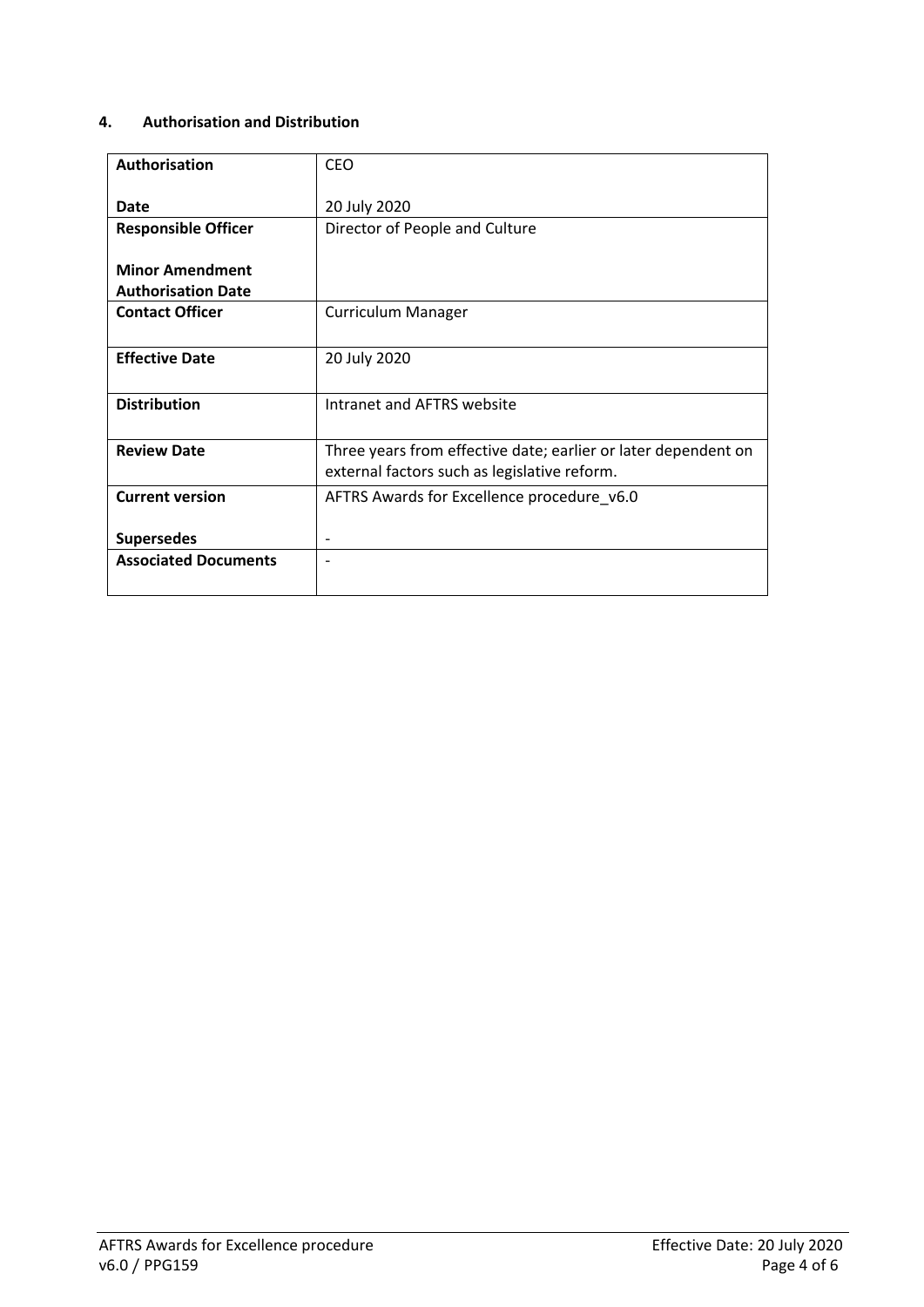## 4. Authorisation and Distribution

| | |
|---|---|
| **Authorisation**<br><br>**Date** | CEO<br><br>20 July 2020 |
| **Responsible Officer**<br><br>**Minor Amendment Authorisation Date** | Director of People and Culture |
| **Contact Officer** | Curriculum Manager |
| **Effective Date** | 20 July 2020 |
| **Distribution** | Intranet and AFTRS website |
| **Review Date** | Three years from effective date; earlier or later dependent on external factors such as legislative reform. |
| **Current version**<br><br>**Supersedes** | AFTRS Awards for Excellence procedure_v6.0<br><br>- |
| **Associated Documents** | - |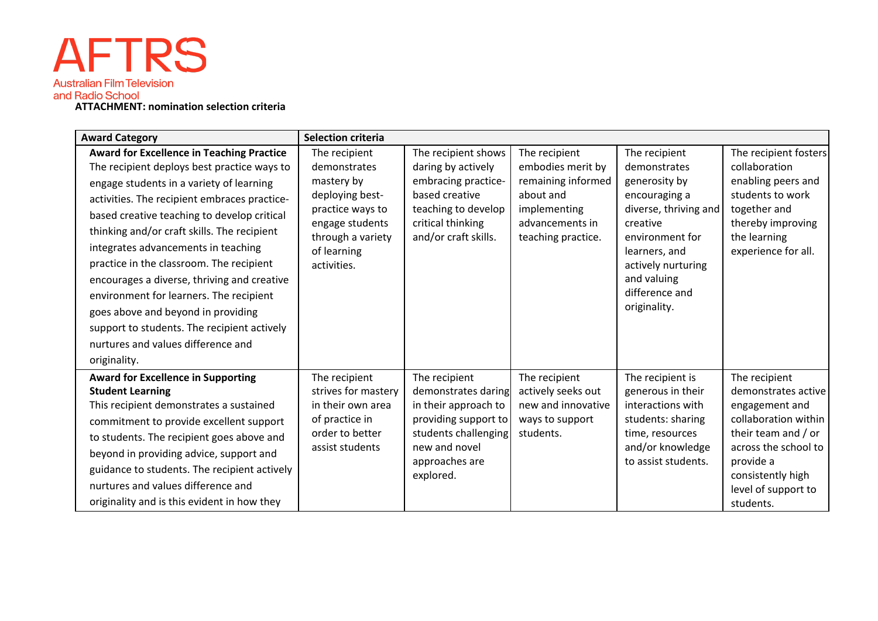AFTRS

Australian Film Television and Radio School

**ATTACHMENT: nomination selection criteria**

| Award Category | Selection criteria | | | | |
|---|---|---|---|---|---|
| **Award for Excellence in Teaching Practice** The recipient deploys best practice ways to engage students in a variety of learning activities. The recipient embraces practice-based creative teaching to develop critical thinking and/or craft skills. The recipient integrates advancements in teaching practice in the classroom. The recipient encourages a diverse, thriving and creative environment for learners. The recipient goes above and beyond in providing support to students. The recipient actively nurtures and values difference and originality. | The recipient demonstrates mastery by deploying best-practice ways to engage students through a variety of learning activities. | The recipient shows daring by actively embracing practice-based creative teaching to develop critical thinking and/or craft skills. | The recipient embodies merit by remaining informed about and implementing advancements in teaching practice. | The recipient demonstrates generosity by encouraging a diverse, thriving and creative environment for learners, and actively nurturing and valuing difference and originality. | The recipient fosters collaboration enabling peers and students to work together and thereby improving the learning experience for all. |
| **Award for Excellence in Supporting Student Learning** This recipient demonstrates a sustained commitment to provide excellent support to students. The recipient goes above and beyond in providing advice, support and guidance to students. The recipient actively nurtures and values difference and originality and is this evident in how they | The recipient strives for mastery in their own area of practice in order to better assist students | The recipient demonstrates daring in their approach to providing support to students challenging new and novel approaches are explored. | The recipient actively seeks out new and innovative ways to support students. | The recipient is generous in their interactions with students: sharing time, resources and/or knowledge to assist students. | The recipient demonstrates active engagement and collaboration within their team and / or across the school to provide a consistently high level of support to students. |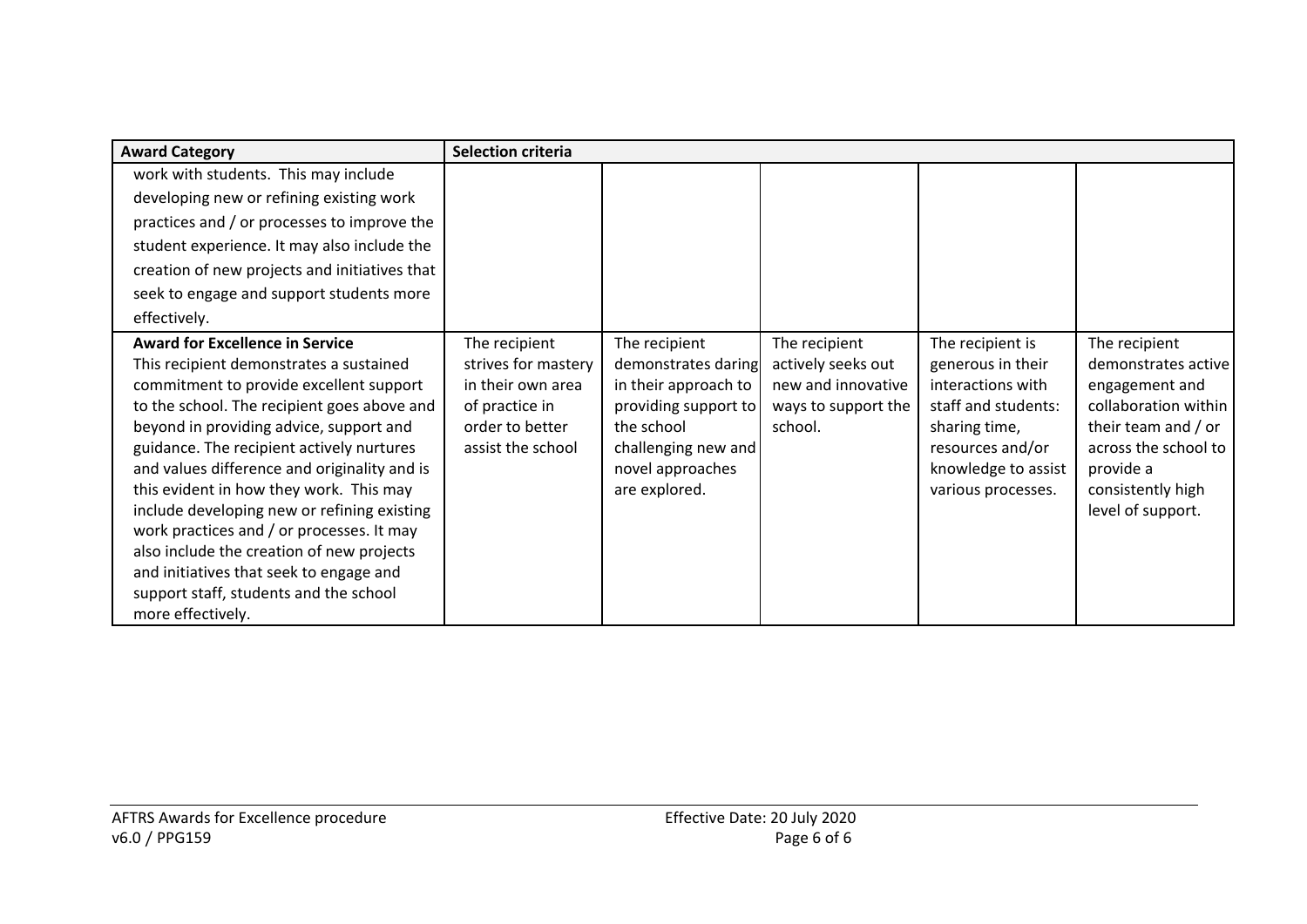| Award Category | Selection criteria | | | | |
|---|---|---|---|---|---|
| work with students. This may include developing new or refining existing work practices and / or processes to improve the student experience. It may also include the creation of new projects and initiatives that seek to engage and support students more effectively. | | | | | |
| **Award for Excellence in Service** This recipient demonstrates a sustained commitment to provide excellent support to the school. The recipient goes above and beyond in providing advice, support and guidance. The recipient actively nurtures and values difference and originality and is this evident in how they work. This may include developing new or refining existing work practices and / or processes. It may also include the creation of new projects and initiatives that seek to engage and support staff, students and the school more effectively. | The recipient strives for mastery in their own area of practice in order to better assist the school | The recipient demonstrates daring in their approach to providing support to the school challenging new and novel approaches are explored. | The recipient actively seeks out new and innovative ways to support the school. | The recipient is generous in their interactions with staff and students: sharing time, resources and/or knowledge to assist various processes. | The recipient demonstrates active engagement and collaboration within their team and / or across the school to provide a consistently high level of support. |